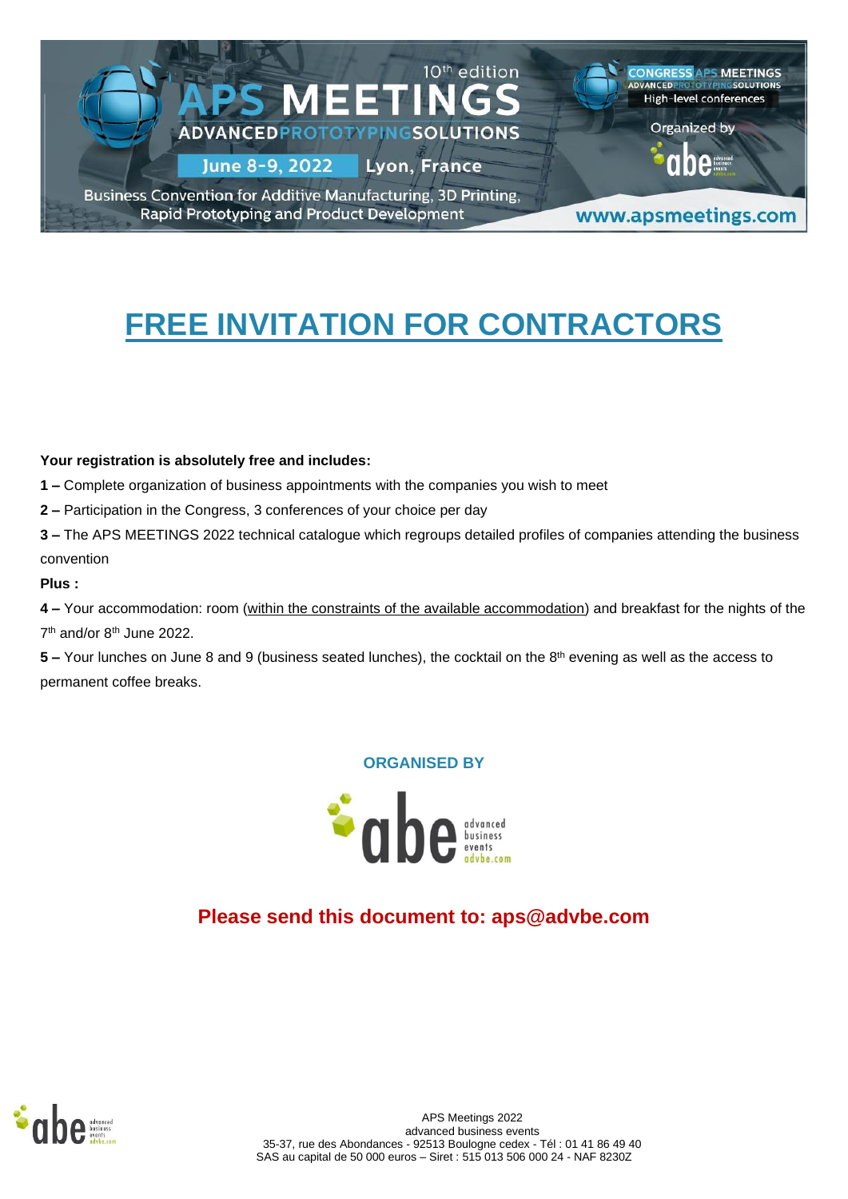# FREE INVITATION FOR CONTRACTORS

**Your registration is absolutely free and includes:**

**1 –** Complete organization of business appointments with the companies you wish to meet

**2 –** Participation in the Congress, 3 conferences of your choice per day

**3 –** The APS MEETINGS 2022 technical catalogue which regroups detailed profiles of companies attending the business convention

**Plus :**

**4 –** Your accommodation: room (within the constraints of the available accommodation) and breakfast for the nights of the 7th and/or 8th June 2022.

**5 –** Your lunches on June 8 and 9 (business seated lunches), the cocktail on the 8th evening as well as the access to permanent coffee breaks.

**ORGANISED BY**

**Please send this document to: aps@advbe.com**

APS Meetings 2022
advanced business events
35-37, rue des Abondances - 92513 Boulogne cedex - Tél : 01 41 86 49 40
SAS au capital de 50 000 euros – Siret : 515 013 506 000 24 - NAF 8230Z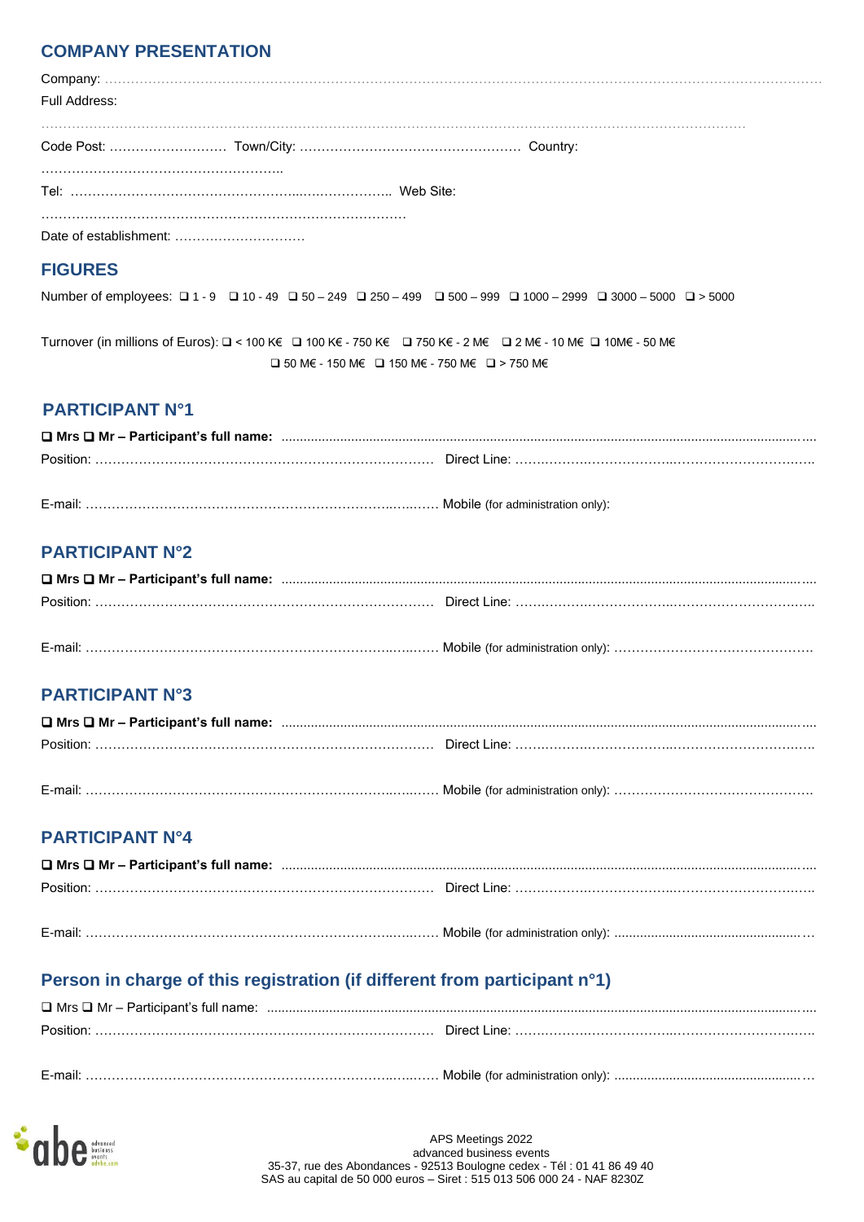## COMPANY PRESENTATION

Company: ……………………………………………………………………………………………………………………………………

Full Address:

……………………………………………………………………………………………………………………………………

Code Post: ……………………… Town/City: …………………………………………… Country:

………………………………………………..

Tel: ……………………………………………………..……………….. Web Site:

………………………………………………………………………….

Date of establishment: …………………………

## FIGURES

Number of employees: ❑ 1 - 9 ❑ 10 - 49 ❑ 50 – 249 ❑ 250 – 499 ❑ 500 – 999 ❑ 1000 – 2999 ❑ 3000 – 5000 ❑ > 5000

Turnover (in millions of Euros): ❑ < 100 K€ ❑ 100 K€ - 750 K€ ❑ 750 K€ - 2 M€ ❑ 2 M€ - 10 M€ ❑ 10M€ - 50 M€ ❑ 50 M€ - 150 M€ ❑ 150 M€ - 750 M€ ❑ > 750 M€

## PARTICIPANT N°1

**❑ Mrs ❑ Mr – Participant's full name:** ……………………………………………………………………………………

Position: …………………………………………………………………… Direct Line: ……………………………………………………………

E-mail: ………………………………………………………………………… Mobile (for administration only):

## PARTICIPANT N°2

**❑ Mrs ❑ Mr – Participant's full name:** ……………………………………………………………………………………

Position: …………………………………………………………………… Direct Line: ……………………………………………………………

E-mail: ………………………………………………………………………… Mobile (for administration only): ………………………………………

## PARTICIPANT N°3

**❑ Mrs ❑ Mr – Participant's full name:** ……………………………………………………………………………………

Position: …………………………………………………………………… Direct Line: ……………………………………………………………

E-mail: ………………………………………………………………………… Mobile (for administration only): ………………………………………

## PARTICIPANT N°4

**❑ Mrs ❑ Mr – Participant's full name:** ……………………………………………………………………………………

Position: …………………………………………………………………… Direct Line: ……………………………………………………………

E-mail: ………………………………………………………………………… Mobile (for administration only): ………………………………………

## Person in charge of this registration (if different from participant n°1)

❑ Mrs ❑ Mr – Participant's full name: ……………………………………………………………………………………

Position: …………………………………………………………………… Direct Line: ……………………………………………………………

E-mail: ………………………………………………………………………… Mobile (for administration only): ………………………………………

APS Meetings 2022
advanced business events
35-37, rue des Abondances - 92513 Boulogne cedex - Tél : 01 41 86 49 40
SAS au capital de 50 000 euros – Siret : 515 013 506 000 24 - NAF 8230Z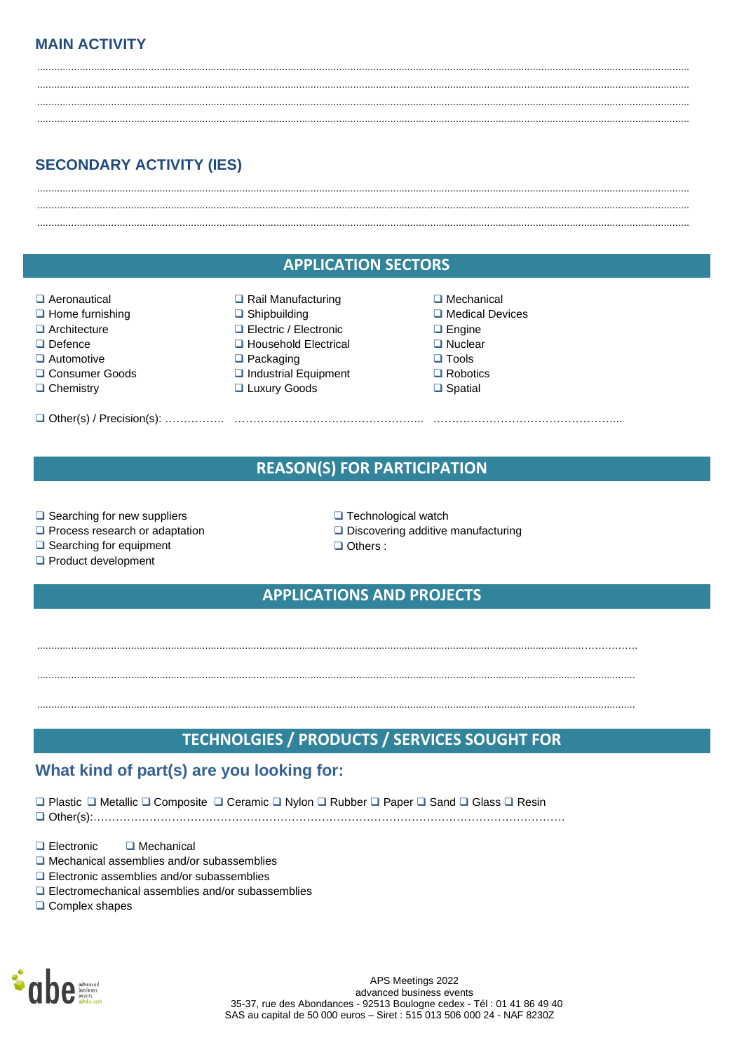## MAIN ACTIVITY

..............................................................................................................................................................................................................................

..............................................................................................................................................................................................................................

..............................................................................................................................................................................................................................

..............................................................................................................................................................................................................................

## SECONDARY ACTIVITY (IES)

..............................................................................................................................................................................................................................

..............................................................................................................................................................................................................................

..............................................................................................................................................................................................................................

## APPLICATION SECTORS

- ❑ Aeronautical
- ❑ Home furnishing
- ❑ Architecture
- ❑ Defence
- ❑ Automotive
- ❑ Consumer Goods
- ❑ Chemistry
- ❑ Rail Manufacturing
- ❑ Shipbuilding
- ❑ Electric / Electronic
- ❑ Household Electrical
- ❑ Packaging
- ❑ Industrial Equipment
- ❑ Luxury Goods
- ❑ Mechanical
- ❑ Medical Devices
- ❑ Engine
- ❑ Nuclear
- ❑ Tools
- ❑ Robotics
- ❑ Spatial

❑ Other(s) / Precision(s): ……………. …………………………………………... …………………………………………...

## REASON(S) FOR PARTICIPATION

- ❑ Searching for new suppliers
- ❑ Process research or adaptation
- ❑ Searching for equipment
- ❑ Product development
- ❑ Technological watch
- ❑ Discovering additive manufacturing
- ❑ Others :

## APPLICATIONS AND PROJECTS

...............................................................................................................................................................................................…………….

..............................................................................................................................................................................................................

..............................................................................................................................................................................................................

## TECHNOLGIES / PRODUCTS / SERVICES SOUGHT FOR

### What kind of part(s) are you looking for:

❑ Plastic ❑ Metallic ❑ Composite ❑ Ceramic ❑ Nylon ❑ Rubber ❑ Paper ❑ Sand ❑ Glass ❑ Resin
❑ Other(s):…………………………………………………………………………………………………………

❑ Electronic ❑ Mechanical
❑ Mechanical assemblies and/or subassemblies
❑ Electronic assemblies and/or subassemblies
❑ Electromechanical assemblies and/or subassemblies
❑ Complex shapes

APS Meetings 2022
advanced business events
35-37, rue des Abondances - 92513 Boulogne cedex - Tél : 01 41 86 49 40
SAS au capital de 50 000 euros – Siret : 515 013 506 000 24 - NAF 8230Z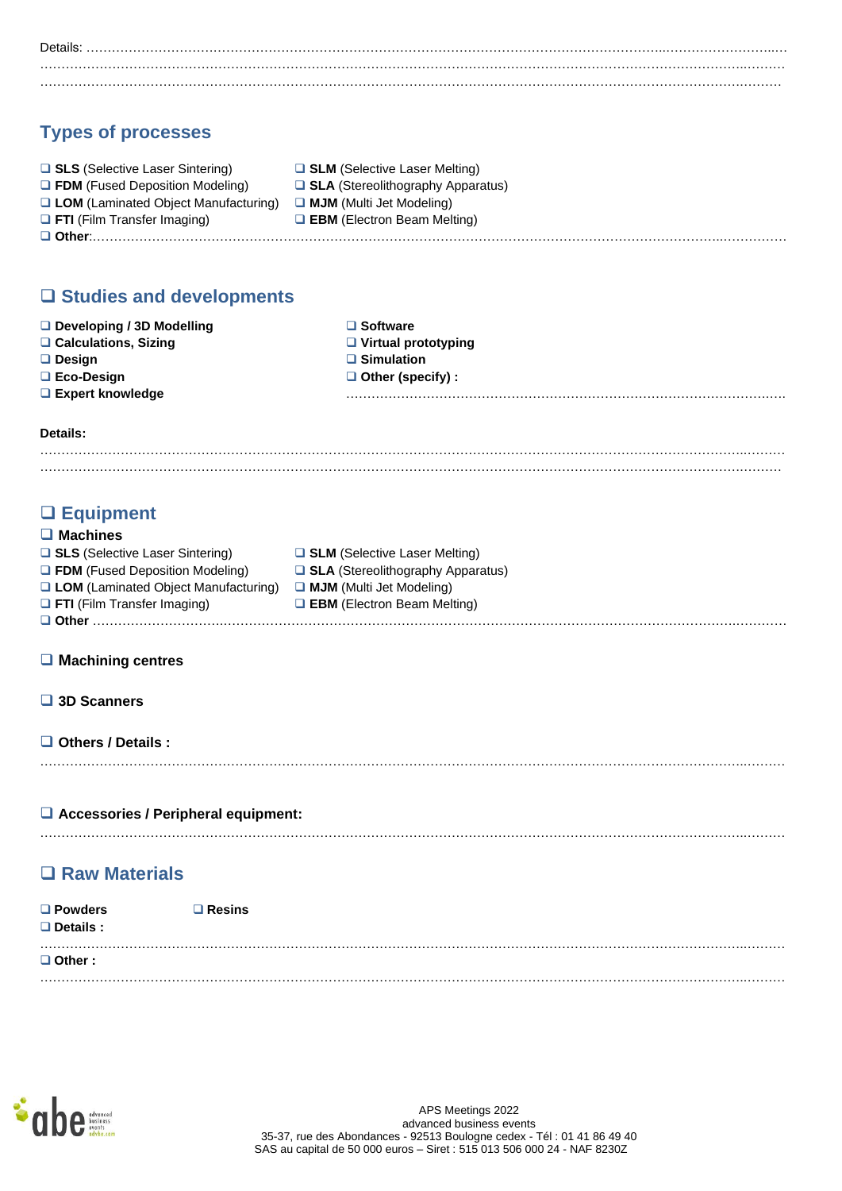Details: ……………………………………………………………………………………………………………………………………………………
……………………………………………………………………………………………………………………………………………………
……………………………………………………………………………………………………………………………………………………

## Types of processes

- ❑ **SLS** (Selective Laser Sintering)
- ❑ **FDM** (Fused Deposition Modeling)
- ❑ **LOM** (Laminated Object Manufacturing)
- ❑ **FTI** (Film Transfer Imaging)
- ❑ **SLM** (Selective Laser Melting)
- ❑ **SLA** (Stereolithography Apparatus)
- ❑ **MJM** (Multi Jet Modeling)
- ❑ **EBM** (Electron Beam Melting)
- ❑ **Other**:……………………………………………………………………………………………………………………………

## ❑ Studies and developments

- ❑ **Developing / 3D Modelling**
- ❑ **Calculations, Sizing**
- ❑ **Design**
- ❑ **Eco-Design**
- ❑ **Expert knowledge**
- ❑ **Software**
- ❑ **Virtual prototyping**
- ❑ **Simulation**
- ❑ **Other (specify) :** ……………………………………………………………………………………

**Details:**

……………………………………………………………………………………………………………………………………………………
……………………………………………………………………………………………………………………………………………………

## ❑ Equipment

### ❑ Machines

- ❑ **SLS** (Selective Laser Sintering)
- ❑ **FDM** (Fused Deposition Modeling)
- ❑ **LOM** (Laminated Object Manufacturing)
- ❑ **FTI** (Film Transfer Imaging)
- ❑ **SLM** (Selective Laser Melting)
- ❑ **SLA** (Stereolithography Apparatus)
- ❑ **MJM** (Multi Jet Modeling)
- ❑ **EBM** (Electron Beam Melting)
- ❑ **Other** ……………………………………………………………………………………………………………………………

### ❑ Machining centres

### ❑ 3D Scanners

### ❑ Others / Details :

……………………………………………………………………………………………………………………………………………………

### ❑ Accessories / Peripheral equipment:

……………………………………………………………………………………………………………………………………………………

## ❑ Raw Materials

- ❑ **Powders**
- ❑ **Resins**
- ❑ **Details :**

……………………………………………………………………………………………………………………………………………………

- ❑ **Other :**

……………………………………………………………………………………………………………………………………………………

APS Meetings 2022
advanced business events
35-37, rue des Abondances - 92513 Boulogne cedex - Tél : 01 41 86 49 40
SAS au capital de 50 000 euros – Siret : 515 013 506 000 24 - NAF 8230Z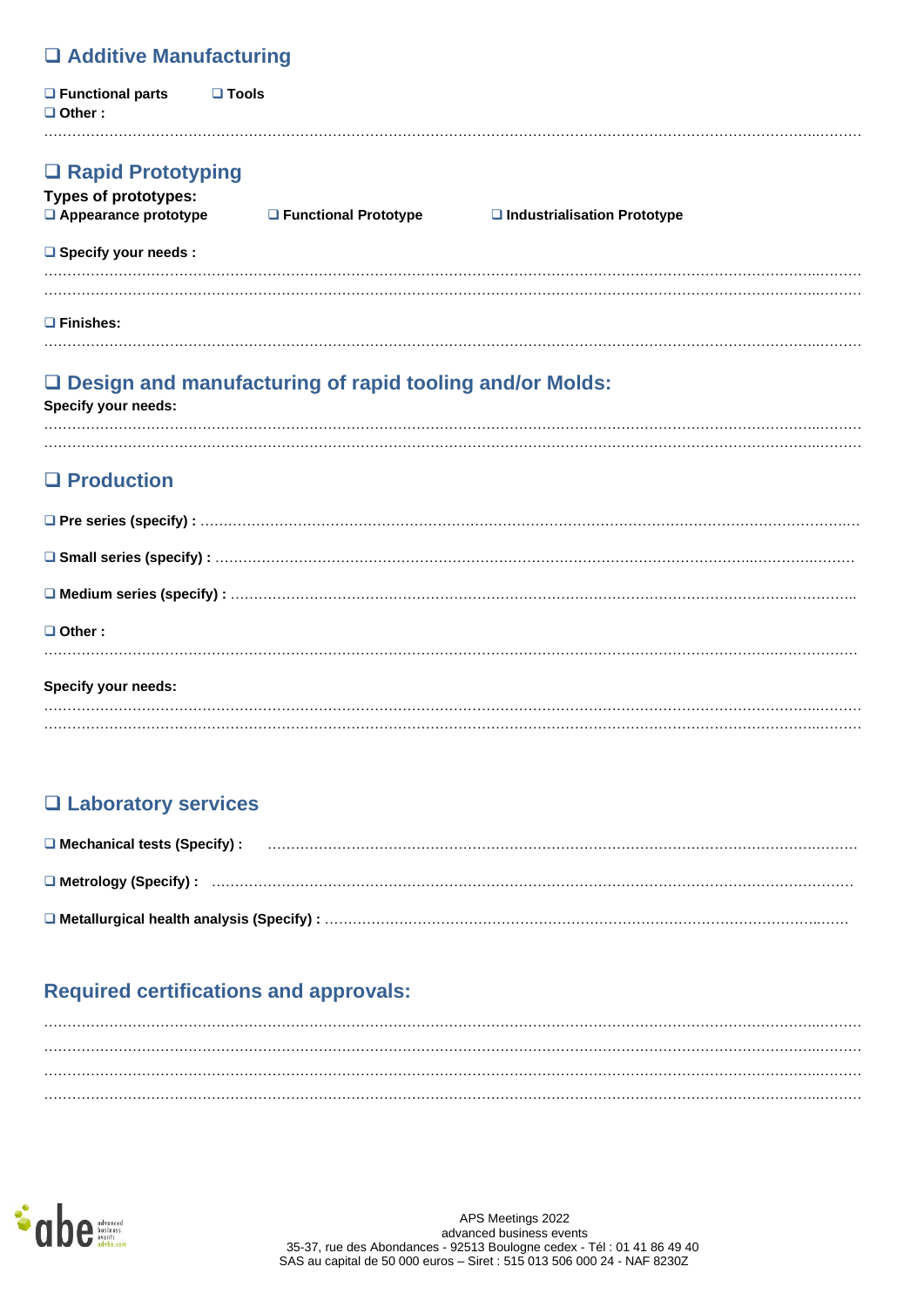## ❑ Additive Manufacturing

❑ **Functional parts** ❑ **Tools**
❑ **Other :**
…………………………………………………………………………………………………………………………………………

## ❑ Rapid Prototyping

**Types of prototypes:**
❑ **Appearance prototype** ❑ **Functional Prototype** ❑ **Industrialisation Prototype**

❑ **Specify your needs :**
…………………………………………………………………………………………………………………………………………
…………………………………………………………………………………………………………………………………………

❑ **Finishes:**
…………………………………………………………………………………………………………………………………………

## ❑ Design and manufacturing of rapid tooling and/or Molds:

**Specify your needs:**
…………………………………………………………………………………………………………………………………………
…………………………………………………………………………………………………………………………………………

## ❑ Production

❑ **Pre series (specify) :** ……………………………………………………………………………………………………………

❑ **Small series (specify) :** …………………………………………………………………………………………………………

❑ **Medium series (specify) :** ………………………………………………………………………………………………………

❑ **Other :**
…………………………………………………………………………………………………………………………………………

**Specify your needs:**
…………………………………………………………………………………………………………………………………………
…………………………………………………………………………………………………………………………………………

## ❑ Laboratory services

❑ **Mechanical tests (Specify) :** ………………………………………………………………………………………………

❑ **Metrology (Specify) :** ……………………………………………………………………………………………………

❑ **Metallurgical health analysis (Specify) :** ………………………………………………………………………………

## Required certifications and approvals:

…………………………………………………………………………………………………………………………………………
…………………………………………………………………………………………………………………………………………
…………………………………………………………………………………………………………………………………………
…………………………………………………………………………………………………………………………………………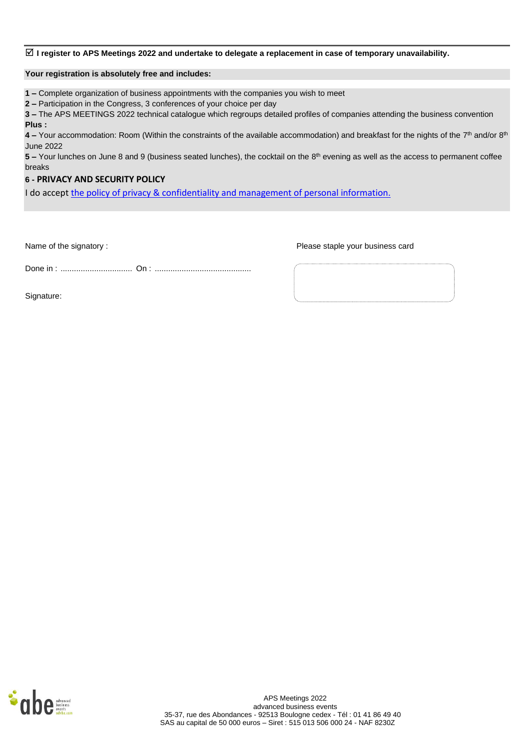☑ **I register to APS Meetings 2022 and undertake to delegate a replacement in case of temporary unavailability.**

**Your registration is absolutely free and includes:**

**1 –** Complete organization of business appointments with the companies you wish to meet
**2 –** Participation in the Congress, 3 conferences of your choice per day
**3 –** The APS MEETINGS 2022 technical catalogue which regroups detailed profiles of companies attending the business convention
**Plus :**
**4 –** Your accommodation: Room (Within the constraints of the available accommodation) and breakfast for the nights of the 7th and/or 8th June 2022
**5 –** Your lunches on June 8 and 9 (business seated lunches), the cocktail on the 8th evening as well as the access to permanent coffee breaks

**6 - PRIVACY AND SECURITY POLICY**

I do accept the policy of privacy & confidentiality and management of personal information.

Name of the signatory :

Done in : ................................ On : ..........................................

Signature:

Please staple your business card